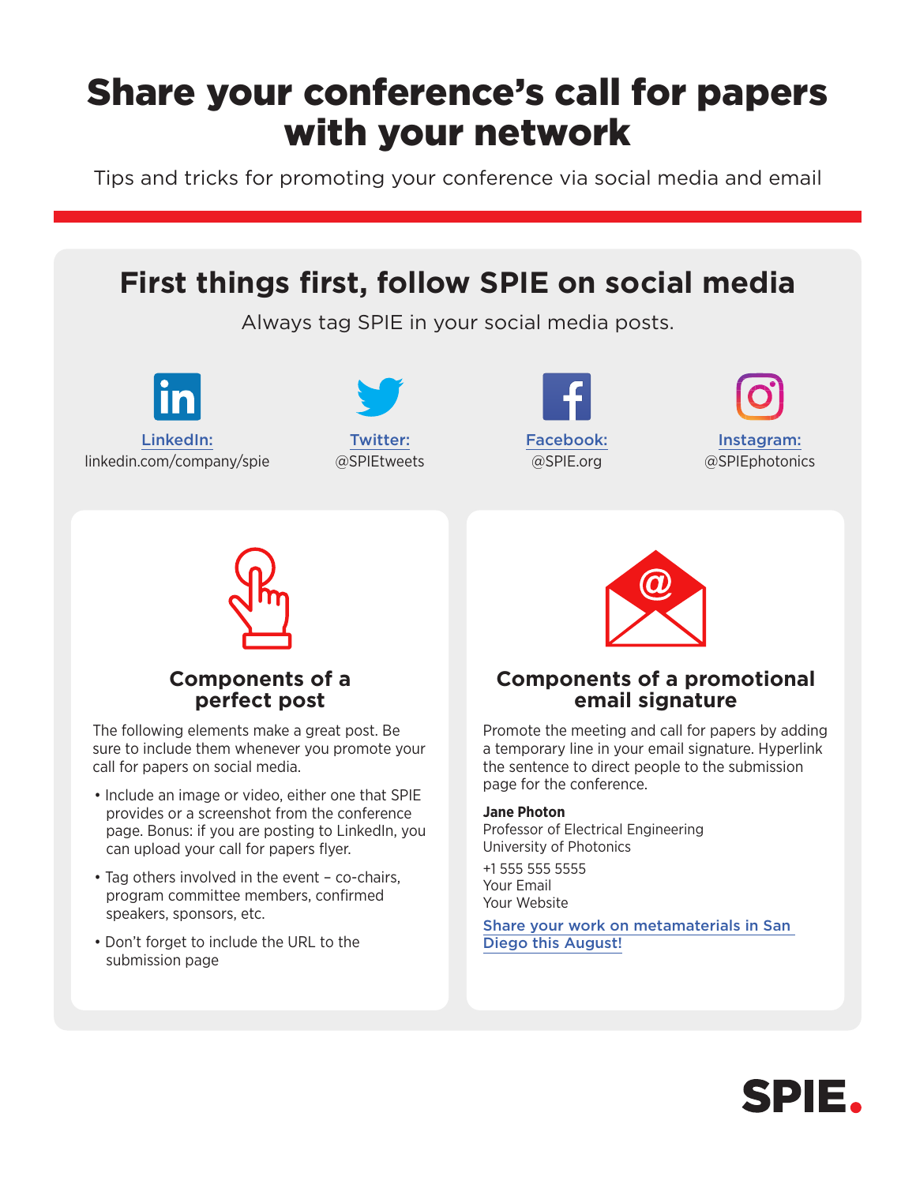# Share your conference's call for papers with your network

Tips and tricks for promoting your conference via social media and email

## First things first, follow SPIE on social media

Always tag SPIE in your social media posts.

**LinkedIn:** linkedin.com/company/spie

**Twitter:** @SPIEtweets

**Facebook:** @SPIE.org

**Instagram:** @SPIEphotonics

### Components of a perfect post

The following elements make a great post. Be sure to include them whenever you promote your call for papers on social media.

- Include an image or video, either one that SPIE provides or a screenshot from the conference page. Bonus: if you are posting to LinkedIn, you can upload your call for papers flyer.
- Tag others involved in the event – co-chairs, program committee members, confirmed speakers, sponsors, etc.
- Don't forget to include the URL to the submission page

### Components of a promotional email signature

Promote the meeting and call for papers by adding a temporary line in your email signature. Hyperlink the sentence to direct people to the submission page for the conference.

**Jane Photon**
Professor of Electrical Engineering
University of Photonics

+1 555 555 5555
Your Email
Your Website

Share your work on metamaterials in San Diego this August!

SPIE.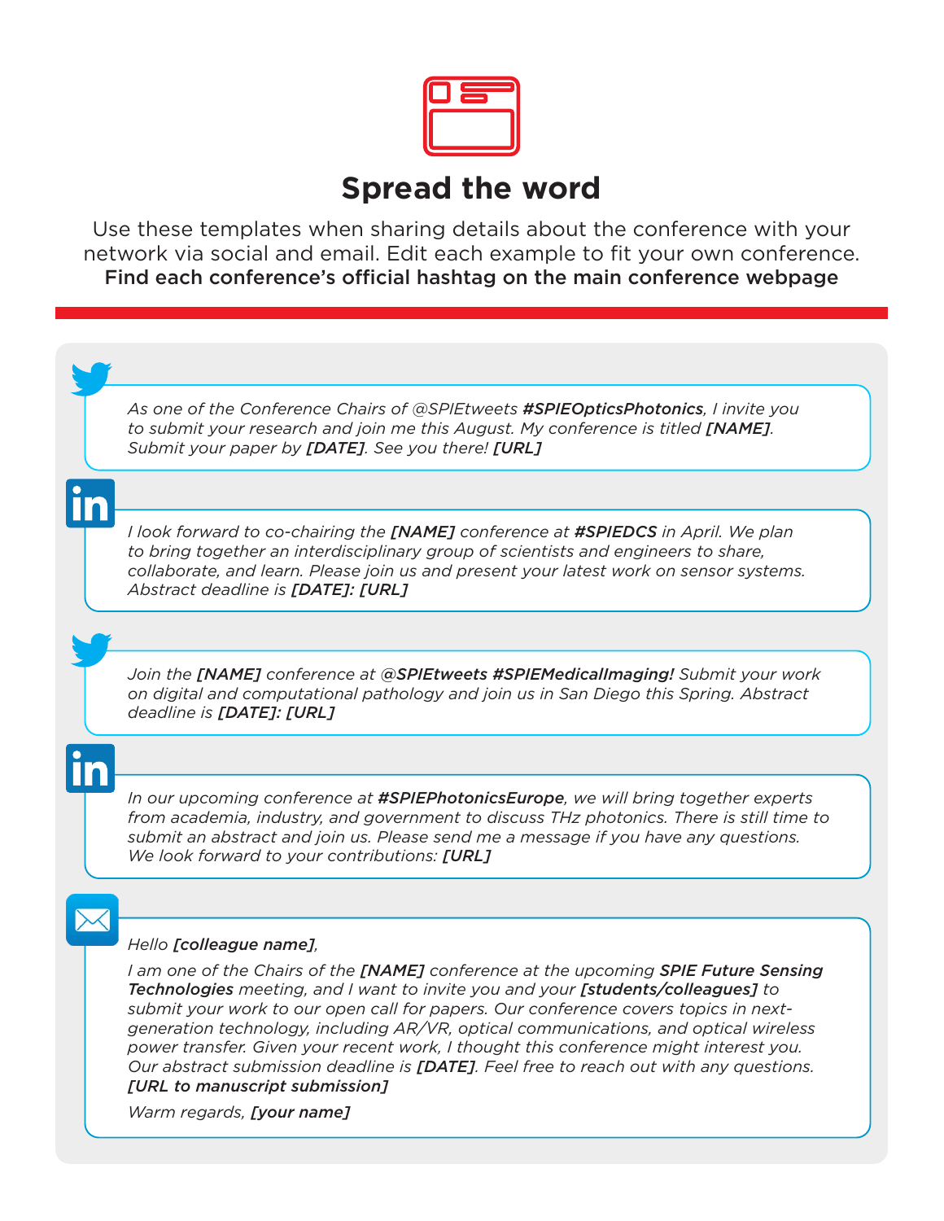# Spread the word

Use these templates when sharing details about the conference with your network via social and email. Edit each example to fit your own conference.
**Find each conference's official hashtag on the main conference webpage**

*As one of the Conference Chairs of @SPIEtweets **#SPIEOpticsPhotonics**, I invite you to submit your research and join me this August. My conference is titled **[NAME]**. Submit your paper by **[DATE]**. See you there! **[URL]***

*I look forward to co-chairing the **[NAME]** conference at **#SPIEDCS** in April. We plan to bring together an interdisciplinary group of scientists and engineers to share, collaborate, and learn. Please join us and present your latest work on sensor systems. Abstract deadline is **[DATE]: [URL]***

*Join the **[NAME]** conference at **@SPIEtweets #SPIEMedicalImaging!** Submit your work on digital and computational pathology and join us in San Diego this Spring. Abstract deadline is **[DATE]: [URL]***

*In our upcoming conference at **#SPIEPhotonicsEurope**, we will bring together experts from academia, industry, and government to discuss THz photonics. There is still time to submit an abstract and join us. Please send me a message if you have any questions. We look forward to your contributions: **[URL]***

*Hello **[colleague name]**,*

*I am one of the Chairs of the **[NAME]** conference at the upcoming **SPIE Future Sensing Technologies** meeting, and I want to invite you and your **[students/colleagues]** to submit your work to our open call for papers. Our conference covers topics in next-generation technology, including AR/VR, optical communications, and optical wireless power transfer. Given your recent work, I thought this conference might interest you. Our abstract submission deadline is **[DATE]**. Feel free to reach out with any questions. **[URL to manuscript submission]***

*Warm regards, **[your name]***